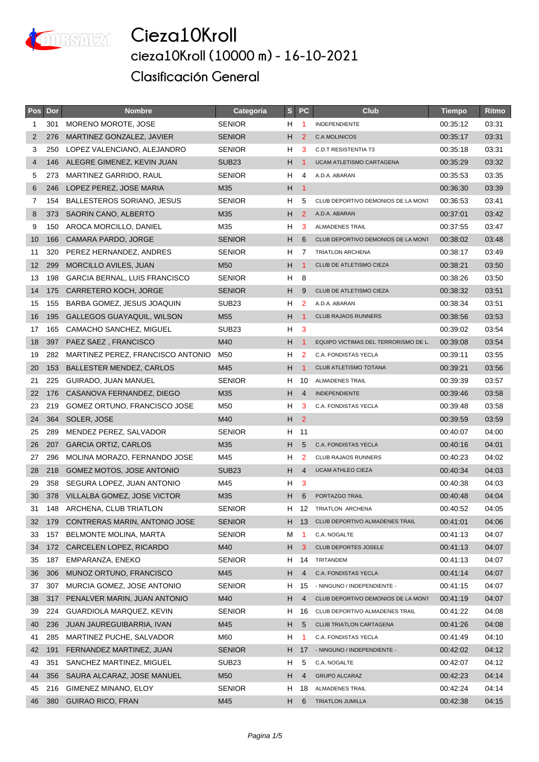# Cieza10Kroll

## cieza10Kroll (10000 m) - 16-10-2021

## Clasificación General

| Pos | Dor | Nombre | Categoria | S | PC | Club | Tiempo | Ritmo |
|---|---|---|---|---|---|---|---|---|
| 1 | 301 | MORENO MOROTE, JOSE | SENIOR | H | 1 | INDEPENDIENTE | 00:35:12 | 03:31 |
| 2 | 276 | MARTINEZ GONZALEZ, JAVIER | SENIOR | H | 2 | C.A MOLINICOS | 00:35:17 | 03:31 |
| 3 | 250 | LOPEZ VALENCIANO, ALEJANDRO | SENIOR | H | 3 | C.D.T RESISTENTIA T3 | 00:35:18 | 03:31 |
| 4 | 146 | ALEGRE GIMENEZ, KEVIN JUAN | SUB23 | H | 1 | UCAM ATLETISMO CARTAGENA | 00:35:29 | 03:32 |
| 5 | 273 | MARTINEZ GARRIDO, RAUL | SENIOR | H | 4 | A.D.A. ABARAN | 00:35:53 | 03:35 |
| 6 | 246 | LOPEZ PEREZ, JOSE MARIA | M35 | H | 1 | | 00:36:30 | 03:39 |
| 7 | 154 | BALLESTEROS SORIANO, JESUS | SENIOR | H | 5 | CLUB DEPORTIVO DEMONIOS DE LA MONT | 00:36:53 | 03:41 |
| 8 | 373 | SAORIN CANO, ALBERTO | M35 | H | 2 | A.D.A. ABARAN | 00:37:01 | 03:42 |
| 9 | 150 | AROCA MORCILLO, DANIEL | M35 | H | 3 | ALMADENES TRAIL | 00:37:55 | 03:47 |
| 10 | 166 | CAMARA PARDO, JORGE | SENIOR | H | 6 | CLUB DEPORTIVO DEMONIOS DE LA MONT | 00:38:02 | 03:48 |
| 11 | 320 | PEREZ HERNANDEZ, ANDRES | SENIOR | H | 7 | TRIATLON ARCHENA | 00:38:17 | 03:49 |
| 12 | 299 | MORCILLO AVILES, JUAN | M50 | H | 1 | CLUB DE ATLETISMO CIEZA | 00:38:21 | 03:50 |
| 13 | 198 | GARCIA BERNAL, LUIS FRANCISCO | SENIOR | H | 8 | | 00:38:26 | 03:50 |
| 14 | 175 | CARRETERO KOCH, JORGE | SENIOR | H | 9 | CLUB DE ATLETISMO CIEZA | 00:38:32 | 03:51 |
| 15 | 155 | BARBA GOMEZ, JESUS JOAQUIN | SUB23 | H | 2 | A.D.A. ABARAN | 00:38:34 | 03:51 |
| 16 | 195 | GALLEGOS GUAYAQUIL, WILSON | M55 | H | 1 | CLUB RAJAOS RUNNERS | 00:38:56 | 03:53 |
| 17 | 165 | CAMACHO SANCHEZ, MIGUEL | SUB23 | H | 3 | | 00:39:02 | 03:54 |
| 18 | 397 | PAEZ SAEZ , FRANCISCO | M40 | H | 1 | EQUIPO VICTIMAS DEL TERRORISMO DE L | 00:39:08 | 03:54 |
| 19 | 282 | MARTINEZ PEREZ, FRANCISCO ANTONIO | M50 | H | 2 | C.A. FONDISTAS YECLA | 00:39:11 | 03:55 |
| 20 | 153 | BALLESTER MENDEZ, CARLOS | M45 | H | 1 | CLUB ATLETISMO TOTANA | 00:39:21 | 03:56 |
| 21 | 225 | GUIRADO, JUAN MANUEL | SENIOR | H | 10 | ALMADENES TRAIL | 00:39:39 | 03:57 |
| 22 | 176 | CASANOVA FERNANDEZ, DIEGO | M35 | H | 4 | INDEPENDIENTE | 00:39:46 | 03:58 |
| 23 | 219 | GOMEZ ORTUNO, FRANCISCO JOSE | M50 | H | 3 | C.A. FONDISTAS YECLA | 00:39:48 | 03:58 |
| 24 | 364 | SOLER, JOSE | M40 | H | 2 | | 00:39:59 | 03:59 |
| 25 | 289 | MENDEZ PEREZ, SALVADOR | SENIOR | H | 11 | | 00:40:07 | 04:00 |
| 26 | 207 | GARCIA ORTIZ, CARLOS | M35 | H | 5 | C.A. FONDISTAS YECLA | 00:40:16 | 04:01 |
| 27 | 296 | MOLINA MORAZO, FERNANDO JOSE | M45 | H | 2 | CLUB RAJAOS RUNNERS | 00:40:23 | 04:02 |
| 28 | 218 | GOMEZ MOTOS, JOSE ANTONIO | SUB23 | H | 4 | UCAM ATHLEO CIEZA | 00:40:34 | 04:03 |
| 29 | 358 | SEGURA LOPEZ, JUAN ANTONIO | M45 | H | 3 | | 00:40:38 | 04:03 |
| 30 | 378 | VILLALBA GOMEZ, JOSE VICTOR | M35 | H | 6 | PORTAZGO TRAIL | 00:40:48 | 04:04 |
| 31 | 148 | ARCHENA, CLUB TRIATLON | SENIOR | H | 12 | TRIATLON ARCHENA | 00:40:52 | 04:05 |
| 32 | 179 | CONTRERAS MARIN, ANTONIO JOSE | SENIOR | H | 13 | CLUB DEPORTIVO ALMADENES TRAIL | 00:41:01 | 04:06 |
| 33 | 157 | BELMONTE MOLINA, MARTA | SENIOR | M | 1 | C.A. NOGALTE | 00:41:13 | 04:07 |
| 34 | 172 | CARCELEN LOPEZ, RICARDO | M40 | H | 3 | CLUB DEPORTES JOSELE | 00:41:13 | 04:07 |
| 35 | 187 | EMPARANZA, ENEKO | SENIOR | H | 14 | TRITANDEM | 00:41:13 | 04:07 |
| 36 | 306 | MUNOZ ORTUNO, FRANCISCO | M45 | H | 4 | C.A. FONDISTAS YECLA | 00:41:14 | 04:07 |
| 37 | 307 | MURCIA GOMEZ, JOSE ANTONIO | SENIOR | H | 15 | - NINGUNO / INDEPENDIENTE - | 00:41:15 | 04:07 |
| 38 | 317 | PENALVER MARIN, JUAN ANTONIO | M40 | H | 4 | CLUB DEPORTIVO DEMONIOS DE LA MONT | 00:41:19 | 04:07 |
| 39 | 224 | GUARDIOLA MARQUEZ, KEVIN | SENIOR | H | 16 | CLUB DEPORTIVO ALMADENES TRAIL | 00:41:22 | 04:08 |
| 40 | 236 | JUAN JAUREGUIBARRIA, IVAN | M45 | H | 5 | CLUB TRIATLON CARTAGENA | 00:41:26 | 04:08 |
| 41 | 285 | MARTINEZ PUCHE, SALVADOR | M60 | H | 1 | C.A. FONDISTAS YECLA | 00:41:49 | 04:10 |
| 42 | 191 | FERNANDEZ MARTINEZ, JUAN | SENIOR | H | 17 | - NINGUNO / INDEPENDIENTE - | 00:42:02 | 04:12 |
| 43 | 351 | SANCHEZ MARTINEZ, MIGUEL | SUB23 | H | 5 | C.A. NOGALTE | 00:42:07 | 04:12 |
| 44 | 356 | SAURA ALCARAZ, JOSE MANUEL | M50 | H | 4 | GRUPO ALCARAZ | 00:42:23 | 04:14 |
| 45 | 216 | GIMENEZ MINANO, ELOY | SENIOR | H | 18 | ALMADENES TRAIL | 00:42:24 | 04:14 |
| 46 | 380 | GUIRAO RICO, FRAN | M45 | H | 6 | TRIATLON JUMILLA | 00:42:38 | 04:15 |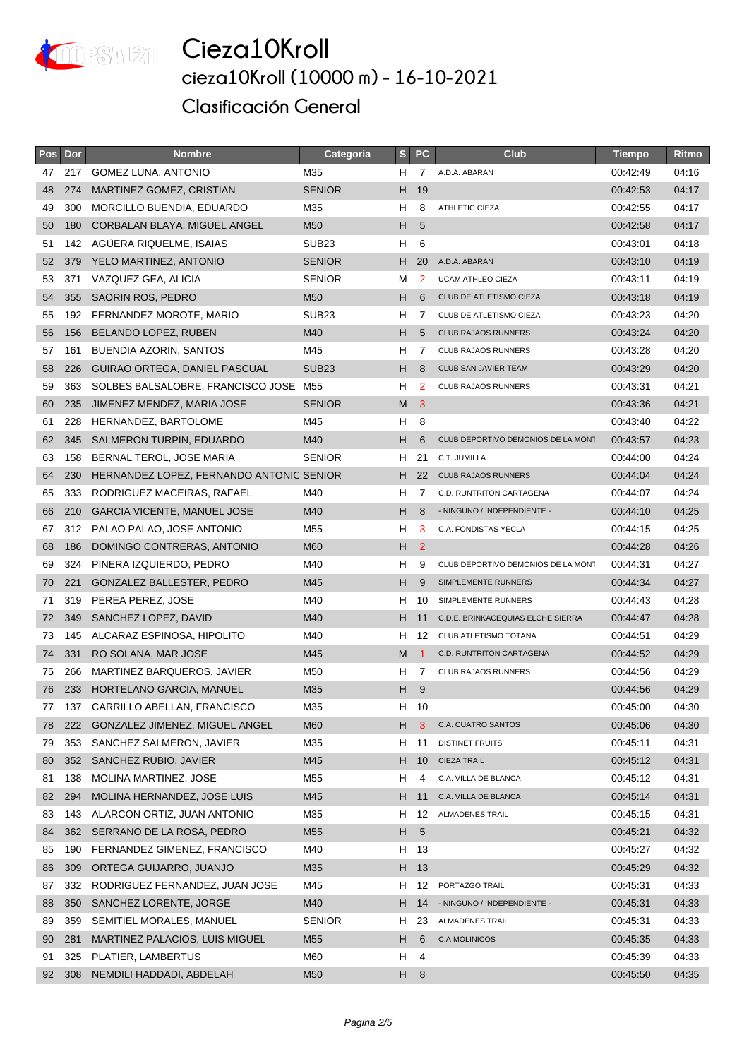# Cieza10Kroll

## cieza10Kroll (10000 m) - 16-10-2021

## Clasificación General

| Pos | Dor | Nombre | Categoria | S | PC | Club | Tiempo | Ritmo |
|---|---|---|---|---|---|---|---|---|
| 47 | 217 | GOMEZ LUNA, ANTONIO | M35 | H | 7 | A.D.A. ABARAN | 00:42:49 | 04:16 |
| 48 | 274 | MARTINEZ GOMEZ, CRISTIAN | SENIOR | H | 19 | | 00:42:53 | 04:17 |
| 49 | 300 | MORCILLO BUENDIA, EDUARDO | M35 | H | 8 | ATHLETIC CIEZA | 00:42:55 | 04:17 |
| 50 | 180 | CORBALAN BLAYA, MIGUEL ANGEL | M50 | H | 5 | | 00:42:58 | 04:17 |
| 51 | 142 | AGÜERA RIQUELME, ISAIAS | SUB23 | H | 6 | | 00:43:01 | 04:18 |
| 52 | 379 | YELO MARTINEZ, ANTONIO | SENIOR | H | 20 | A.D.A. ABARAN | 00:43:10 | 04:19 |
| 53 | 371 | VAZQUEZ GEA, ALICIA | SENIOR | M | 2 | UCAM ATHLEO CIEZA | 00:43:11 | 04:19 |
| 54 | 355 | SAORIN ROS, PEDRO | M50 | H | 6 | CLUB DE ATLETISMO CIEZA | 00:43:18 | 04:19 |
| 55 | 192 | FERNANDEZ MOROTE, MARIO | SUB23 | H | 7 | CLUB DE ATLETISMO CIEZA | 00:43:23 | 04:20 |
| 56 | 156 | BELANDO LOPEZ, RUBEN | M40 | H | 5 | CLUB RAJAOS RUNNERS | 00:43:24 | 04:20 |
| 57 | 161 | BUENDIA AZORIN, SANTOS | M45 | H | 7 | CLUB RAJAOS RUNNERS | 00:43:28 | 04:20 |
| 58 | 226 | GUIRAO ORTEGA, DANIEL PASCUAL | SUB23 | H | 8 | CLUB SAN JAVIER TEAM | 00:43:29 | 04:20 |
| 59 | 363 | SOLBES BALSALOBRE, FRANCISCO JOSE | M55 | H | 2 | CLUB RAJAOS RUNNERS | 00:43:31 | 04:21 |
| 60 | 235 | JIMENEZ MENDEZ, MARIA JOSE | SENIOR | M | 3 | | 00:43:36 | 04:21 |
| 61 | 228 | HERNANDEZ, BARTOLOME | M45 | H | 8 | | 00:43:40 | 04:22 |
| 62 | 345 | SALMERON TURPIN, EDUARDO | M40 | H | 6 | CLUB DEPORTIVO DEMONIOS DE LA MONT | 00:43:57 | 04:23 |
| 63 | 158 | BERNAL TEROL, JOSE MARIA | SENIOR | H | 21 | C.T. JUMILLA | 00:44:00 | 04:24 |
| 64 | 230 | HERNANDEZ LOPEZ, FERNANDO ANTONIO | SENIOR | H | 22 | CLUB RAJAOS RUNNERS | 00:44:04 | 04:24 |
| 65 | 333 | RODRIGUEZ MACEIRAS, RAFAEL | M40 | H | 7 | C.D. RUNTRITON CARTAGENA | 00:44:07 | 04:24 |
| 66 | 210 | GARCIA VICENTE, MANUEL JOSE | M40 | H | 8 | - NINGUNO / INDEPENDIENTE - | 00:44:10 | 04:25 |
| 67 | 312 | PALAO PALAO, JOSE ANTONIO | M55 | H | 3 | C.A. FONDISTAS YECLA | 00:44:15 | 04:25 |
| 68 | 186 | DOMINGO CONTRERAS, ANTONIO | M60 | H | 2 | | 00:44:28 | 04:26 |
| 69 | 324 | PINERA IZQUIERDO, PEDRO | M40 | H | 9 | CLUB DEPORTIVO DEMONIOS DE LA MONT | 00:44:31 | 04:27 |
| 70 | 221 | GONZALEZ BALLESTER, PEDRO | M45 | H | 9 | SIMPLEMENTE RUNNERS | 00:44:34 | 04:27 |
| 71 | 319 | PEREA PEREZ, JOSE | M40 | H | 10 | SIMPLEMENTE RUNNERS | 00:44:43 | 04:28 |
| 72 | 349 | SANCHEZ LOPEZ, DAVID | M40 | H | 11 | C.D.E. BRINKACEQUIAS ELCHE SIERRA | 00:44:47 | 04:28 |
| 73 | 145 | ALCARAZ ESPINOSA, HIPOLITO | M40 | H | 12 | CLUB ATLETISMO TOTANA | 00:44:51 | 04:29 |
| 74 | 331 | RO SOLANA, MAR JOSE | M45 | M | 1 | C.D. RUNTRITON CARTAGENA | 00:44:52 | 04:29 |
| 75 | 266 | MARTINEZ BARQUEROS, JAVIER | M50 | H | 7 | CLUB RAJAOS RUNNERS | 00:44:56 | 04:29 |
| 76 | 233 | HORTELANO GARCIA, MANUEL | M35 | H | 9 | | 00:44:56 | 04:29 |
| 77 | 137 | CARRILLO ABELLAN, FRANCISCO | M35 | H | 10 | | 00:45:00 | 04:30 |
| 78 | 222 | GONZALEZ JIMENEZ, MIGUEL ANGEL | M60 | H | 3 | C.A. CUATRO SANTOS | 00:45:06 | 04:30 |
| 79 | 353 | SANCHEZ SALMERON, JAVIER | M35 | H | 11 | DISTINET FRUITS | 00:45:11 | 04:31 |
| 80 | 352 | SANCHEZ RUBIO, JAVIER | M45 | H | 10 | CIEZA TRAIL | 00:45:12 | 04:31 |
| 81 | 138 | MOLINA MARTINEZ, JOSE | M55 | H | 4 | C.A. VILLA DE BLANCA | 00:45:12 | 04:31 |
| 82 | 294 | MOLINA HERNANDEZ, JOSE LUIS | M45 | H | 11 | C.A. VILLA DE BLANCA | 00:45:14 | 04:31 |
| 83 | 143 | ALARCON ORTIZ, JUAN ANTONIO | M35 | H | 12 | ALMADENES TRAIL | 00:45:15 | 04:31 |
| 84 | 362 | SERRANO DE LA ROSA, PEDRO | M55 | H | 5 | | 00:45:21 | 04:32 |
| 85 | 190 | FERNANDEZ GIMENEZ, FRANCISCO | M40 | H | 13 | | 00:45:27 | 04:32 |
| 86 | 309 | ORTEGA GUIJARRO, JUANJO | M35 | H | 13 | | 00:45:29 | 04:32 |
| 87 | 332 | RODRIGUEZ FERNANDEZ, JUAN JOSE | M45 | H | 12 | PORTAZGO TRAIL | 00:45:31 | 04:33 |
| 88 | 350 | SANCHEZ LORENTE, JORGE | M40 | H | 14 | - NINGUNO / INDEPENDIENTE - | 00:45:31 | 04:33 |
| 89 | 359 | SEMITIEL MORALES, MANUEL | SENIOR | H | 23 | ALMADENES TRAIL | 00:45:31 | 04:33 |
| 90 | 281 | MARTINEZ PALACIOS, LUIS MIGUEL | M55 | H | 6 | C.A MOLINICOS | 00:45:35 | 04:33 |
| 91 | 325 | PLATIER, LAMBERTUS | M60 | H | 4 | | 00:45:39 | 04:33 |
| 92 | 308 | NEMDILI HADDADI, ABDELAH | M50 | H | 8 | | 00:45:50 | 04:35 |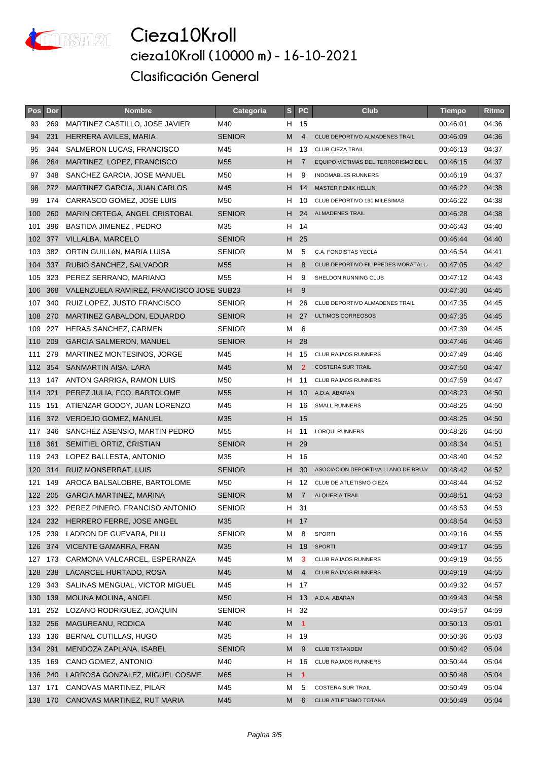# Cieza10Kroll

## cieza10Kroll (10000 m) - 16-10-2021

## Clasificación General

| Pos | Dor | Nombre | Categoria | S | PC | Club | Tiempo | Ritmo |
|---|---|---|---|---|---|---|---|---|
| 93 | 269 | MARTINEZ CASTILLO, JOSE JAVIER | M40 | H | 15 | | 00:46:01 | 04:36 |
| 94 | 231 | HERRERA AVILES, MARIA | SENIOR | M | 4 | CLUB DEPORTIVO ALMADENES TRAIL | 00:46:09 | 04:36 |
| 95 | 344 | SALMERON LUCAS, FRANCISCO | M45 | H | 13 | CLUB CIEZA TRAIL | 00:46:13 | 04:37 |
| 96 | 264 | MARTINEZ LOPEZ, FRANCISCO | M55 | H | 7 | EQUIPO VICTIMAS DEL TERRORISMO DE L | 00:46:15 | 04:37 |
| 97 | 348 | SANCHEZ GARCIA, JOSE MANUEL | M50 | H | 9 | INDOMABLES RUNNERS | 00:46:19 | 04:37 |
| 98 | 272 | MARTINEZ GARCIA, JUAN CARLOS | M45 | H | 14 | MASTER FENIX HELLIN | 00:46:22 | 04:38 |
| 99 | 174 | CARRASCO GOMEZ, JOSE LUIS | M50 | H | 10 | CLUB DEPORTIVO 190 MILESIMAS | 00:46:22 | 04:38 |
| 100 | 260 | MARIN ORTEGA, ANGEL CRISTOBAL | SENIOR | H | 24 | ALMADENES TRAIL | 00:46:28 | 04:38 |
| 101 | 396 | BASTIDA JIMENEZ , PEDRO | M35 | H | 14 | | 00:46:43 | 04:40 |
| 102 | 377 | VILLALBA, MARCELO | SENIOR | H | 25 | | 00:46:44 | 04:40 |
| 103 | 382 | ORTíN GUILLéN, MARíA LUISA | SENIOR | M | 5 | C.A. FONDISTAS YECLA | 00:46:54 | 04:41 |
| 104 | 337 | RUBIO SANCHEZ, SALVADOR | M55 | H | 8 | CLUB DEPORTIVO FILIPPEDES MORATALL | 00:47:05 | 04:42 |
| 105 | 323 | PEREZ SERRANO, MARIANO | M55 | H | 9 | SHELDON RUNNING CLUB | 00:47:12 | 04:43 |
| 106 | 368 | VALENZUELA RAMIREZ, FRANCISCO JOSE | SUB23 | H | 9 | | 00:47:30 | 04:45 |
| 107 | 340 | RUIZ LOPEZ, JUSTO FRANCISCO | SENIOR | H | 26 | CLUB DEPORTIVO ALMADENES TRAIL | 00:47:35 | 04:45 |
| 108 | 270 | MARTINEZ GABALDON, EDUARDO | SENIOR | H | 27 | ULTIMOS CORREOSOS | 00:47:35 | 04:45 |
| 109 | 227 | HERAS SANCHEZ, CARMEN | SENIOR | M | 6 | | 00:47:39 | 04:45 |
| 110 | 209 | GARCIA SALMERON, MANUEL | SENIOR | H | 28 | | 00:47:46 | 04:46 |
| 111 | 279 | MARTINEZ MONTESINOS, JORGE | M45 | H | 15 | CLUB RAJAOS RUNNERS | 00:47:49 | 04:46 |
| 112 | 354 | SANMARTIN AISA, LARA | M45 | M | 2 | COSTERA SUR TRAIL | 00:47:50 | 04:47 |
| 113 | 147 | ANTON GARRIGA, RAMON LUIS | M50 | H | 11 | CLUB RAJAOS RUNNERS | 00:47:59 | 04:47 |
| 114 | 321 | PEREZ JULIA, FCO. BARTOLOME | M55 | H | 10 | A.D.A. ABARAN | 00:48:23 | 04:50 |
| 115 | 151 | ATIENZAR GODOY, JUAN LORENZO | M45 | H | 16 | SMALL RUNNERS | 00:48:25 | 04:50 |
| 116 | 372 | VERDEJO GOMEZ, MANUEL | M35 | H | 15 | | 00:48:25 | 04:50 |
| 117 | 346 | SANCHEZ ASENSIO, MARTIN PEDRO | M55 | H | 11 | LORQUI RUNNERS | 00:48:26 | 04:50 |
| 118 | 361 | SEMITIEL ORTIZ, CRISTIAN | SENIOR | H | 29 | | 00:48:34 | 04:51 |
| 119 | 243 | LOPEZ BALLESTA, ANTONIO | M35 | H | 16 | | 00:48:40 | 04:52 |
| 120 | 314 | RUIZ MONSERRAT, LUIS | SENIOR | H | 30 | ASOCIACION DEPORTIVA LLANO DE BRUJ | 00:48:42 | 04:52 |
| 121 | 149 | AROCA BALSALOBRE, BARTOLOME | M50 | H | 12 | CLUB DE ATLETISMO CIEZA | 00:48:44 | 04:52 |
| 122 | 205 | GARCIA MARTINEZ, MARINA | SENIOR | M | 7 | ALQUERIA TRAIL | 00:48:51 | 04:53 |
| 123 | 322 | PEREZ PINERO, FRANCISO ANTONIO | SENIOR | H | 31 | | 00:48:53 | 04:53 |
| 124 | 232 | HERRERO FERRE, JOSE ANGEL | M35 | H | 17 | | 00:48:54 | 04:53 |
| 125 | 239 | LADRON DE GUEVARA, PILU | SENIOR | M | 8 | SPORTI | 00:49:16 | 04:55 |
| 126 | 374 | VICENTE GAMARRA, FRAN | M35 | H | 18 | SPORTI | 00:49:17 | 04:55 |
| 127 | 173 | CARMONA VALCARCEL, ESPERANZA | M45 | M | 3 | CLUB RAJAOS RUNNERS | 00:49:19 | 04:55 |
| 128 | 238 | LACARCEL HURTADO, ROSA | M45 | M | 4 | CLUB RAJAOS RUNNERS | 00:49:19 | 04:55 |
| 129 | 343 | SALINAS MENGUAL, VICTOR MIGUEL | M45 | H | 17 | | 00:49:32 | 04:57 |
| 130 | 139 | MOLINA MOLINA, ANGEL | M50 | H | 13 | A.D.A. ABARAN | 00:49:43 | 04:58 |
| 131 | 252 | LOZANO RODRIGUEZ, JOAQUIN | SENIOR | H | 32 | | 00:49:57 | 04:59 |
| 132 | 256 | MAGUREANU, RODICA | M40 | M | 1 | | 00:50:13 | 05:01 |
| 133 | 136 | BERNAL CUTILLAS, HUGO | M35 | H | 19 | | 00:50:36 | 05:03 |
| 134 | 291 | MENDOZA ZAPLANA, ISABEL | SENIOR | M | 9 | CLUB TRITANDEM | 00:50:42 | 05:04 |
| 135 | 169 | CANO GOMEZ, ANTONIO | M40 | H | 16 | CLUB RAJAOS RUNNERS | 00:50:44 | 05:04 |
| 136 | 240 | LARROSA GONZALEZ, MIGUEL COSME | M65 | H | 1 | | 00:50:48 | 05:04 |
| 137 | 171 | CANOVAS MARTINEZ, PILAR | M45 | M | 5 | COSTERA SUR TRAIL | 00:50:49 | 05:04 |
| 138 | 170 | CANOVAS MARTINEZ, RUT MARIA | M45 | M | 6 | CLUB ATLETISMO TOTANA | 00:50:49 | 05:04 |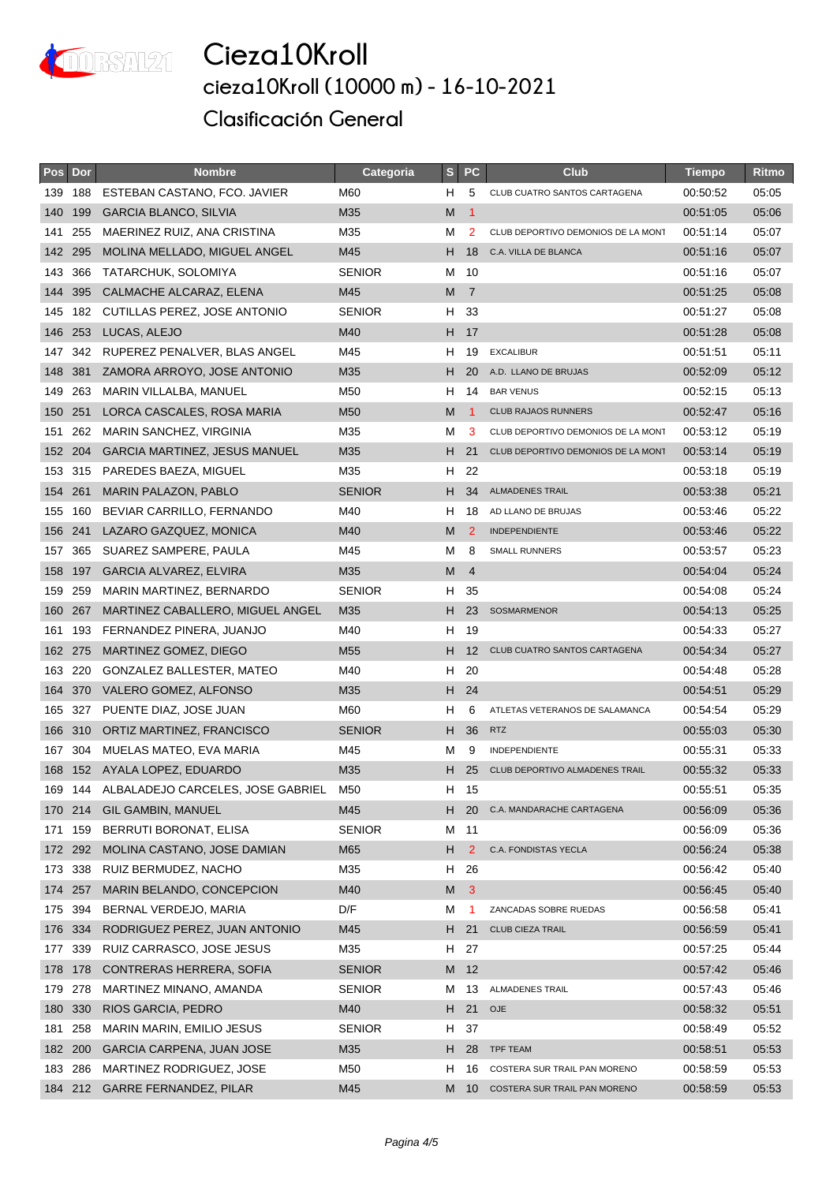# Cieza10Kroll

## cieza10Kroll (10000 m) - 16-10-2021

## Clasificación General

| Pos | Dor | Nombre | Categoria | S | PC | Club | Tiempo | Ritmo |
|---|---|---|---|---|---|---|---|---|
| 139 | 188 | ESTEBAN CASTANO, FCO. JAVIER | M60 | H | 5 | CLUB CUATRO SANTOS CARTAGENA | 00:50:52 | 05:05 |
| 140 | 199 | GARCIA BLANCO, SILVIA | M35 | M | 1 | | 00:51:05 | 05:06 |
| 141 | 255 | MAERINEZ RUIZ, ANA CRISTINA | M35 | M | 2 | CLUB DEPORTIVO DEMONIOS DE LA MONT | 00:51:14 | 05:07 |
| 142 | 295 | MOLINA MELLADO, MIGUEL ANGEL | M45 | H | 18 | C.A. VILLA DE BLANCA | 00:51:16 | 05:07 |
| 143 | 366 | TATARCHUK, SOLOMIYA | SENIOR | M | 10 | | 00:51:16 | 05:07 |
| 144 | 395 | CALMACHE ALCARAZ, ELENA | M45 | M | 7 | | 00:51:25 | 05:08 |
| 145 | 182 | CUTILLAS PEREZ, JOSE ANTONIO | SENIOR | H | 33 | | 00:51:27 | 05:08 |
| 146 | 253 | LUCAS, ALEJO | M40 | H | 17 | | 00:51:28 | 05:08 |
| 147 | 342 | RUPEREZ PENALVER, BLAS ANGEL | M45 | H | 19 | EXCALIBUR | 00:51:51 | 05:11 |
| 148 | 381 | ZAMORA ARROYO, JOSE ANTONIO | M35 | H | 20 | A.D. LLANO DE BRUJAS | 00:52:09 | 05:12 |
| 149 | 263 | MARIN VILLALBA, MANUEL | M50 | H | 14 | BAR VENUS | 00:52:15 | 05:13 |
| 150 | 251 | LORCA CASCALES, ROSA MARIA | M50 | M | 1 | CLUB RAJAOS RUNNERS | 00:52:47 | 05:16 |
| 151 | 262 | MARIN SANCHEZ, VIRGINIA | M35 | M | 3 | CLUB DEPORTIVO DEMONIOS DE LA MONT | 00:53:12 | 05:19 |
| 152 | 204 | GARCIA MARTINEZ, JESUS MANUEL | M35 | H | 21 | CLUB DEPORTIVO DEMONIOS DE LA MONT | 00:53:14 | 05:19 |
| 153 | 315 | PAREDES BAEZA, MIGUEL | M35 | H | 22 | | 00:53:18 | 05:19 |
| 154 | 261 | MARIN PALAZON, PABLO | SENIOR | H | 34 | ALMADENES TRAIL | 00:53:38 | 05:21 |
| 155 | 160 | BEVIAR CARRILLO, FERNANDO | M40 | H | 18 | AD LLANO DE BRUJAS | 00:53:46 | 05:22 |
| 156 | 241 | LAZARO GAZQUEZ, MONICA | M40 | M | 2 | INDEPENDIENTE | 00:53:46 | 05:22 |
| 157 | 365 | SUAREZ SAMPERE, PAULA | M45 | M | 8 | SMALL RUNNERS | 00:53:57 | 05:23 |
| 158 | 197 | GARCIA ALVAREZ, ELVIRA | M35 | M | 4 | | 00:54:04 | 05:24 |
| 159 | 259 | MARIN MARTINEZ, BERNARDO | SENIOR | H | 35 | | 00:54:08 | 05:24 |
| 160 | 267 | MARTINEZ CABALLERO, MIGUEL ANGEL | M35 | H | 23 | SOSMARMENOR | 00:54:13 | 05:25 |
| 161 | 193 | FERNANDEZ PINERA, JUANJO | M40 | H | 19 | | 00:54:33 | 05:27 |
| 162 | 275 | MARTINEZ GOMEZ, DIEGO | M55 | H | 12 | CLUB CUATRO SANTOS CARTAGENA | 00:54:34 | 05:27 |
| 163 | 220 | GONZALEZ BALLESTER, MATEO | M40 | H | 20 | | 00:54:48 | 05:28 |
| 164 | 370 | VALERO GOMEZ, ALFONSO | M35 | H | 24 | | 00:54:51 | 05:29 |
| 165 | 327 | PUENTE DIAZ, JOSE JUAN | M60 | H | 6 | ATLETAS VETERANOS DE SALAMANCA | 00:54:54 | 05:29 |
| 166 | 310 | ORTIZ MARTINEZ, FRANCISCO | SENIOR | H | 36 | RTZ | 00:55:03 | 05:30 |
| 167 | 304 | MUELAS MATEO, EVA MARIA | M45 | M | 9 | INDEPENDIENTE | 00:55:31 | 05:33 |
| 168 | 152 | AYALA LOPEZ, EDUARDO | M35 | H | 25 | CLUB DEPORTIVO ALMADENES TRAIL | 00:55:32 | 05:33 |
| 169 | 144 | ALBALADEJO CARCELES, JOSE GABRIEL | M50 | H | 15 | | 00:55:51 | 05:35 |
| 170 | 214 | GIL GAMBIN, MANUEL | M45 | H | 20 | C.A. MANDARACHE CARTAGENA | 00:56:09 | 05:36 |
| 171 | 159 | BERRUTI BORONAT, ELISA | SENIOR | M | 11 | | 00:56:09 | 05:36 |
| 172 | 292 | MOLINA CASTANO, JOSE DAMIAN | M65 | H | 2 | C.A. FONDISTAS YECLA | 00:56:24 | 05:38 |
| 173 | 338 | RUIZ BERMUDEZ, NACHO | M35 | H | 26 | | 00:56:42 | 05:40 |
| 174 | 257 | MARIN BELANDO, CONCEPCION | M40 | M | 3 | | 00:56:45 | 05:40 |
| 175 | 394 | BERNAL VERDEJO, MARIA | D/F | M | 1 | ZANCADAS SOBRE RUEDAS | 00:56:58 | 05:41 |
| 176 | 334 | RODRIGUEZ PEREZ, JUAN ANTONIO | M45 | H | 21 | CLUB CIEZA TRAIL | 00:56:59 | 05:41 |
| 177 | 339 | RUIZ CARRASCO, JOSE JESUS | M35 | H | 27 | | 00:57:25 | 05:44 |
| 178 | 178 | CONTRERAS HERRERA, SOFIA | SENIOR | M | 12 | | 00:57:42 | 05:46 |
| 179 | 278 | MARTINEZ MINANO, AMANDA | SENIOR | M | 13 | ALMADENES TRAIL | 00:57:43 | 05:46 |
| 180 | 330 | RIOS GARCIA, PEDRO | M40 | H | 21 | OJE | 00:58:32 | 05:51 |
| 181 | 258 | MARIN MARIN, EMILIO JESUS | SENIOR | H | 37 | | 00:58:49 | 05:52 |
| 182 | 200 | GARCIA CARPENA, JUAN JOSE | M35 | H | 28 | TPF TEAM | 00:58:51 | 05:53 |
| 183 | 286 | MARTINEZ RODRIGUEZ, JOSE | M50 | H | 16 | COSTERA SUR TRAIL PAN MORENO | 00:58:59 | 05:53 |
| 184 | 212 | GARRE FERNANDEZ, PILAR | M45 | M | 10 | COSTERA SUR TRAIL PAN MORENO | 00:58:59 | 05:53 |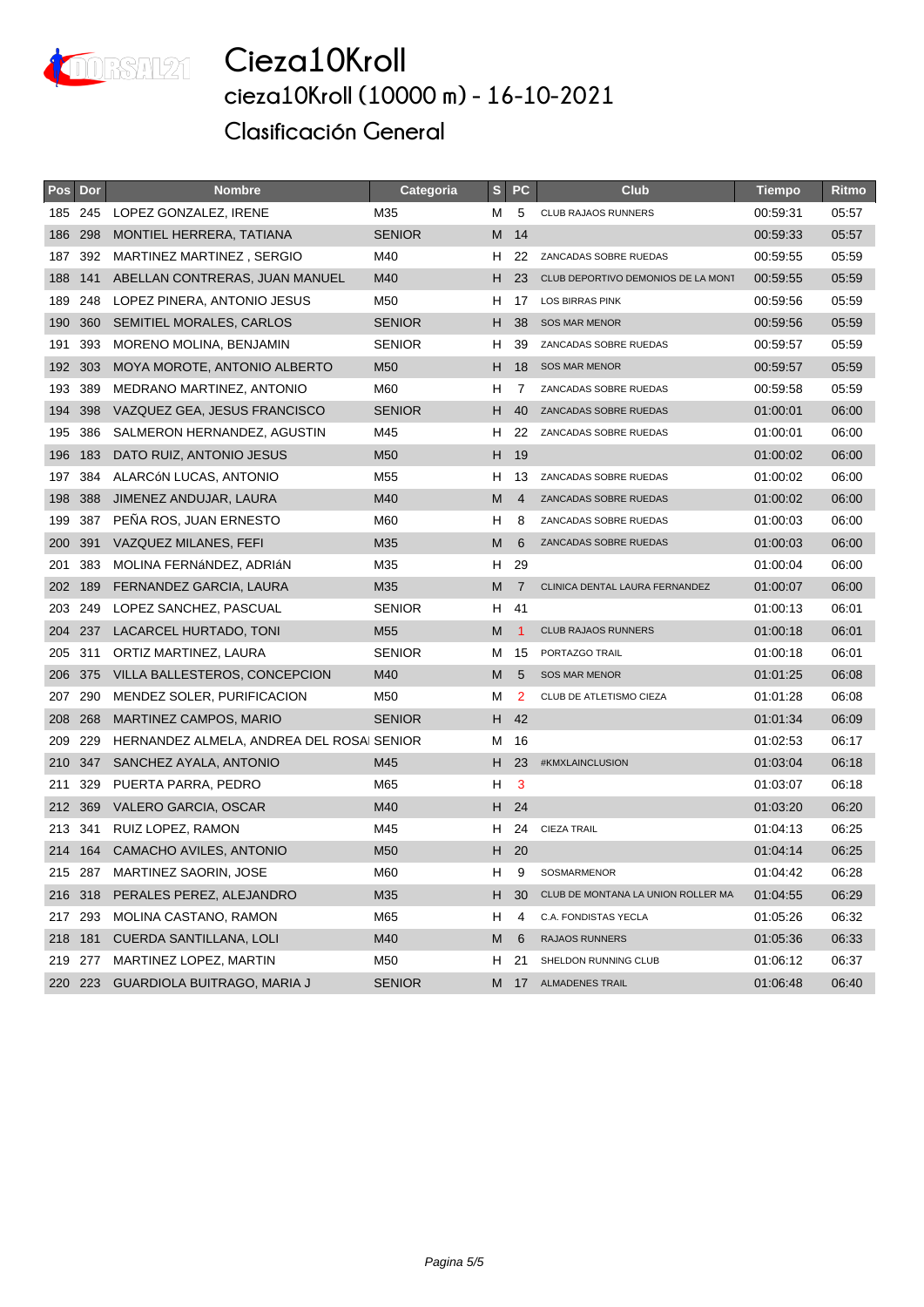# Cieza10Kroll

## cieza10Kroll (10000 m) - 16-10-2021

## Clasificación General

| Pos | Dor | Nombre | Categoria | S | PC | Club | Tiempo | Ritmo |
|---|---|---|---|---|---|---|---|---|
| 185 | 245 | LOPEZ GONZALEZ, IRENE | M35 | M | 5 | CLUB RAJAOS RUNNERS | 00:59:31 | 05:57 |
| 186 | 298 | MONTIEL HERRERA, TATIANA | SENIOR | M | 14 | | 00:59:33 | 05:57 |
| 187 | 392 | MARTINEZ MARTINEZ , SERGIO | M40 | H | 22 | ZANCADAS SOBRE RUEDAS | 00:59:55 | 05:59 |
| 188 | 141 | ABELLAN CONTRERAS, JUAN MANUEL | M40 | H | 23 | CLUB DEPORTIVO DEMONIOS DE LA MONT | 00:59:55 | 05:59 |
| 189 | 248 | LOPEZ PINERA, ANTONIO JESUS | M50 | H | 17 | LOS BIRRAS PINK | 00:59:56 | 05:59 |
| 190 | 360 | SEMITIEL MORALES, CARLOS | SENIOR | H | 38 | SOS MAR MENOR | 00:59:56 | 05:59 |
| 191 | 393 | MORENO MOLINA, BENJAMIN | SENIOR | H | 39 | ZANCADAS SOBRE RUEDAS | 00:59:57 | 05:59 |
| 192 | 303 | MOYA MOROTE, ANTONIO ALBERTO | M50 | H | 18 | SOS MAR MENOR | 00:59:57 | 05:59 |
| 193 | 389 | MEDRANO MARTINEZ, ANTONIO | M60 | H | 7 | ZANCADAS SOBRE RUEDAS | 00:59:58 | 05:59 |
| 194 | 398 | VAZQUEZ GEA, JESUS FRANCISCO | SENIOR | H | 40 | ZANCADAS SOBRE RUEDAS | 01:00:01 | 06:00 |
| 195 | 386 | SALMERON HERNANDEZ, AGUSTIN | M45 | H | 22 | ZANCADAS SOBRE RUEDAS | 01:00:01 | 06:00 |
| 196 | 183 | DATO RUIZ, ANTONIO JESUS | M50 | H | 19 | | 01:00:02 | 06:00 |
| 197 | 384 | ALARCóN LUCAS, ANTONIO | M55 | H | 13 | ZANCADAS SOBRE RUEDAS | 01:00:02 | 06:00 |
| 198 | 388 | JIMENEZ ANDUJAR, LAURA | M40 | M | 4 | ZANCADAS SOBRE RUEDAS | 01:00:02 | 06:00 |
| 199 | 387 | PEÑA ROS, JUAN ERNESTO | M60 | H | 8 | ZANCADAS SOBRE RUEDAS | 01:00:03 | 06:00 |
| 200 | 391 | VAZQUEZ MILANES, FEFI | M35 | M | 6 | ZANCADAS SOBRE RUEDAS | 01:00:03 | 06:00 |
| 201 | 383 | MOLINA FERNáNDEZ, ADRIáN | M35 | H | 29 | | 01:00:04 | 06:00 |
| 202 | 189 | FERNANDEZ GARCIA, LAURA | M35 | M | 7 | CLINICA DENTAL LAURA FERNANDEZ | 01:00:07 | 06:00 |
| 203 | 249 | LOPEZ SANCHEZ, PASCUAL | SENIOR | H | 41 | | 01:00:13 | 06:01 |
| 204 | 237 | LACARCEL HURTADO, TONI | M55 | M | 1 | CLUB RAJAOS RUNNERS | 01:00:18 | 06:01 |
| 205 | 311 | ORTIZ MARTINEZ, LAURA | SENIOR | M | 15 | PORTAZGO TRAIL | 01:00:18 | 06:01 |
| 206 | 375 | VILLA BALLESTEROS, CONCEPCION | M40 | M | 5 | SOS MAR MENOR | 01:01:25 | 06:08 |
| 207 | 290 | MENDEZ SOLER, PURIFICACION | M50 | M | 2 | CLUB DE ATLETISMO CIEZA | 01:01:28 | 06:08 |
| 208 | 268 | MARTINEZ CAMPOS, MARIO | SENIOR | H | 42 | | 01:01:34 | 06:09 |
| 209 | 229 | HERNANDEZ ALMELA, ANDREA DEL ROSAI | SENIOR | M | 16 | | 01:02:53 | 06:17 |
| 210 | 347 | SANCHEZ AYALA, ANTONIO | M45 | H | 23 | #KMXLAINCLUSION | 01:03:04 | 06:18 |
| 211 | 329 | PUERTA PARRA, PEDRO | M65 | H | 3 | | 01:03:07 | 06:18 |
| 212 | 369 | VALERO GARCIA, OSCAR | M40 | H | 24 | | 01:03:20 | 06:20 |
| 213 | 341 | RUIZ LOPEZ, RAMON | M45 | H | 24 | CIEZA TRAIL | 01:04:13 | 06:25 |
| 214 | 164 | CAMACHO AVILES, ANTONIO | M50 | H | 20 | | 01:04:14 | 06:25 |
| 215 | 287 | MARTINEZ SAORIN, JOSE | M60 | H | 9 | SOSMARMENOR | 01:04:42 | 06:28 |
| 216 | 318 | PERALES PEREZ, ALEJANDRO | M35 | H | 30 | CLUB DE MONTANA LA UNION ROLLER MA | 01:04:55 | 06:29 |
| 217 | 293 | MOLINA CASTANO, RAMON | M65 | H | 4 | C.A. FONDISTAS YECLA | 01:05:26 | 06:32 |
| 218 | 181 | CUERDA SANTILLANA, LOLI | M40 | M | 6 | RAJAOS RUNNERS | 01:05:36 | 06:33 |
| 219 | 277 | MARTINEZ LOPEZ, MARTIN | M50 | H | 21 | SHELDON RUNNING CLUB | 01:06:12 | 06:37 |
| 220 | 223 | GUARDIOLA BUITRAGO, MARIA J | SENIOR | M | 17 | ALMADENES TRAIL | 01:06:48 | 06:40 |